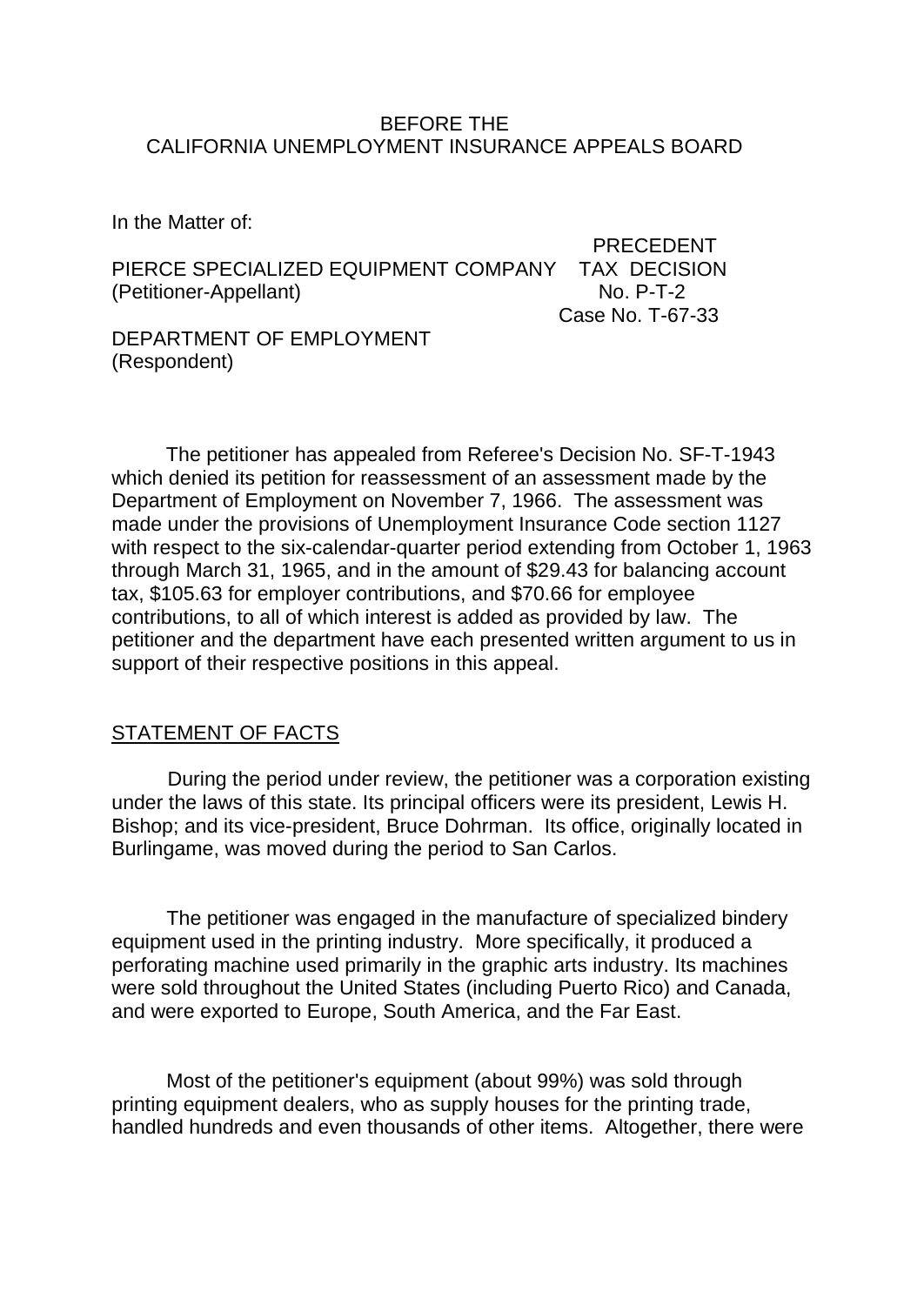BEFORE THE
CALIFORNIA UNEMPLOYMENT INSURANCE APPEALS BOARD

In the Matter of:

PIERCE SPECIALIZED EQUIPMENT COMPANY
(Petitioner-Appellant)

PRECEDENT
TAX DECISION
No. P-T-2
Case No. T-67-33

DEPARTMENT OF EMPLOYMENT
(Respondent)

The petitioner has appealed from Referee's Decision No. SF-T-1943 which denied its petition for reassessment of an assessment made by the Department of Employment on November 7, 1966. The assessment was made under the provisions of Unemployment Insurance Code section 1127 with respect to the six-calendar-quarter period extending from October 1, 1963 through March 31, 1965, and in the amount of $29.43 for balancing account tax, $105.63 for employer contributions, and $70.66 for employee contributions, to all of which interest is added as provided by law. The petitioner and the department have each presented written argument to us in support of their respective positions in this appeal.

## STATEMENT OF FACTS

During the period under review, the petitioner was a corporation existing under the laws of this state. Its principal officers were its president, Lewis H. Bishop; and its vice-president, Bruce Dohrman. Its office, originally located in Burlingame, was moved during the period to San Carlos.

The petitioner was engaged in the manufacture of specialized bindery equipment used in the printing industry. More specifically, it produced a perforating machine used primarily in the graphic arts industry. Its machines were sold throughout the United States (including Puerto Rico) and Canada, and were exported to Europe, South America, and the Far East.

Most of the petitioner's equipment (about 99%) was sold through printing equipment dealers, who as supply houses for the printing trade, handled hundreds and even thousands of other items. Altogether, there were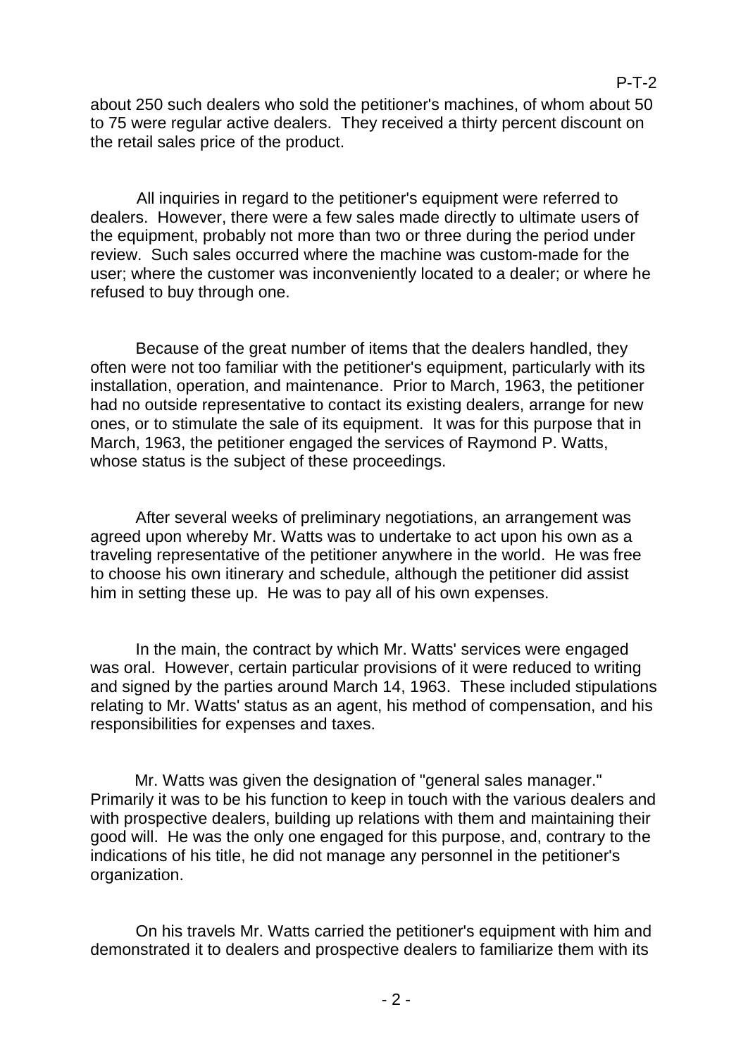about 250 such dealers who sold the petitioner's machines, of whom about 50 to 75 were regular active dealers. They received a thirty percent discount on the retail sales price of the product.

All inquiries in regard to the petitioner's equipment were referred to dealers. However, there were a few sales made directly to ultimate users of the equipment, probably not more than two or three during the period under review. Such sales occurred where the machine was custom-made for the user; where the customer was inconveniently located to a dealer; or where he refused to buy through one.

Because of the great number of items that the dealers handled, they often were not too familiar with the petitioner's equipment, particularly with its installation, operation, and maintenance. Prior to March, 1963, the petitioner had no outside representative to contact its existing dealers, arrange for new ones, or to stimulate the sale of its equipment. It was for this purpose that in March, 1963, the petitioner engaged the services of Raymond P. Watts, whose status is the subject of these proceedings.

After several weeks of preliminary negotiations, an arrangement was agreed upon whereby Mr. Watts was to undertake to act upon his own as a traveling representative of the petitioner anywhere in the world. He was free to choose his own itinerary and schedule, although the petitioner did assist him in setting these up. He was to pay all of his own expenses.

In the main, the contract by which Mr. Watts' services were engaged was oral. However, certain particular provisions of it were reduced to writing and signed by the parties around March 14, 1963. These included stipulations relating to Mr. Watts' status as an agent, his method of compensation, and his responsibilities for expenses and taxes.

Mr. Watts was given the designation of "general sales manager." Primarily it was to be his function to keep in touch with the various dealers and with prospective dealers, building up relations with them and maintaining their good will. He was the only one engaged for this purpose, and, contrary to the indications of his title, he did not manage any personnel in the petitioner's organization.

On his travels Mr. Watts carried the petitioner's equipment with him and demonstrated it to dealers and prospective dealers to familiarize them with its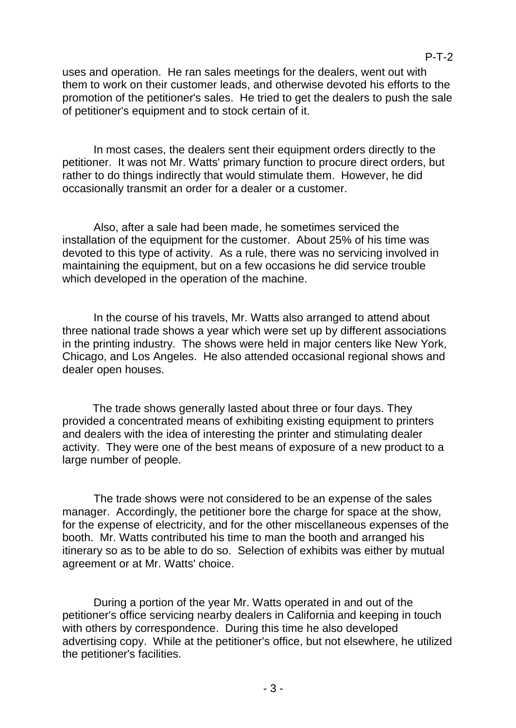uses and operation. He ran sales meetings for the dealers, went out with them to work on their customer leads, and otherwise devoted his efforts to the promotion of the petitioner's sales. He tried to get the dealers to push the sale of petitioner's equipment and to stock certain of it.

In most cases, the dealers sent their equipment orders directly to the petitioner. It was not Mr. Watts' primary function to procure direct orders, but rather to do things indirectly that would stimulate them. However, he did occasionally transmit an order for a dealer or a customer.

Also, after a sale had been made, he sometimes serviced the installation of the equipment for the customer. About 25% of his time was devoted to this type of activity. As a rule, there was no servicing involved in maintaining the equipment, but on a few occasions he did service trouble which developed in the operation of the machine.

In the course of his travels, Mr. Watts also arranged to attend about three national trade shows a year which were set up by different associations in the printing industry. The shows were held in major centers like New York, Chicago, and Los Angeles. He also attended occasional regional shows and dealer open houses.

The trade shows generally lasted about three or four days. They provided a concentrated means of exhibiting existing equipment to printers and dealers with the idea of interesting the printer and stimulating dealer activity. They were one of the best means of exposure of a new product to a large number of people.

The trade shows were not considered to be an expense of the sales manager. Accordingly, the petitioner bore the charge for space at the show, for the expense of electricity, and for the other miscellaneous expenses of the booth. Mr. Watts contributed his time to man the booth and arranged his itinerary so as to be able to do so. Selection of exhibits was either by mutual agreement or at Mr. Watts' choice.

During a portion of the year Mr. Watts operated in and out of the petitioner's office servicing nearby dealers in California and keeping in touch with others by correspondence. During this time he also developed advertising copy. While at the petitioner's office, but not elsewhere, he utilized the petitioner's facilities.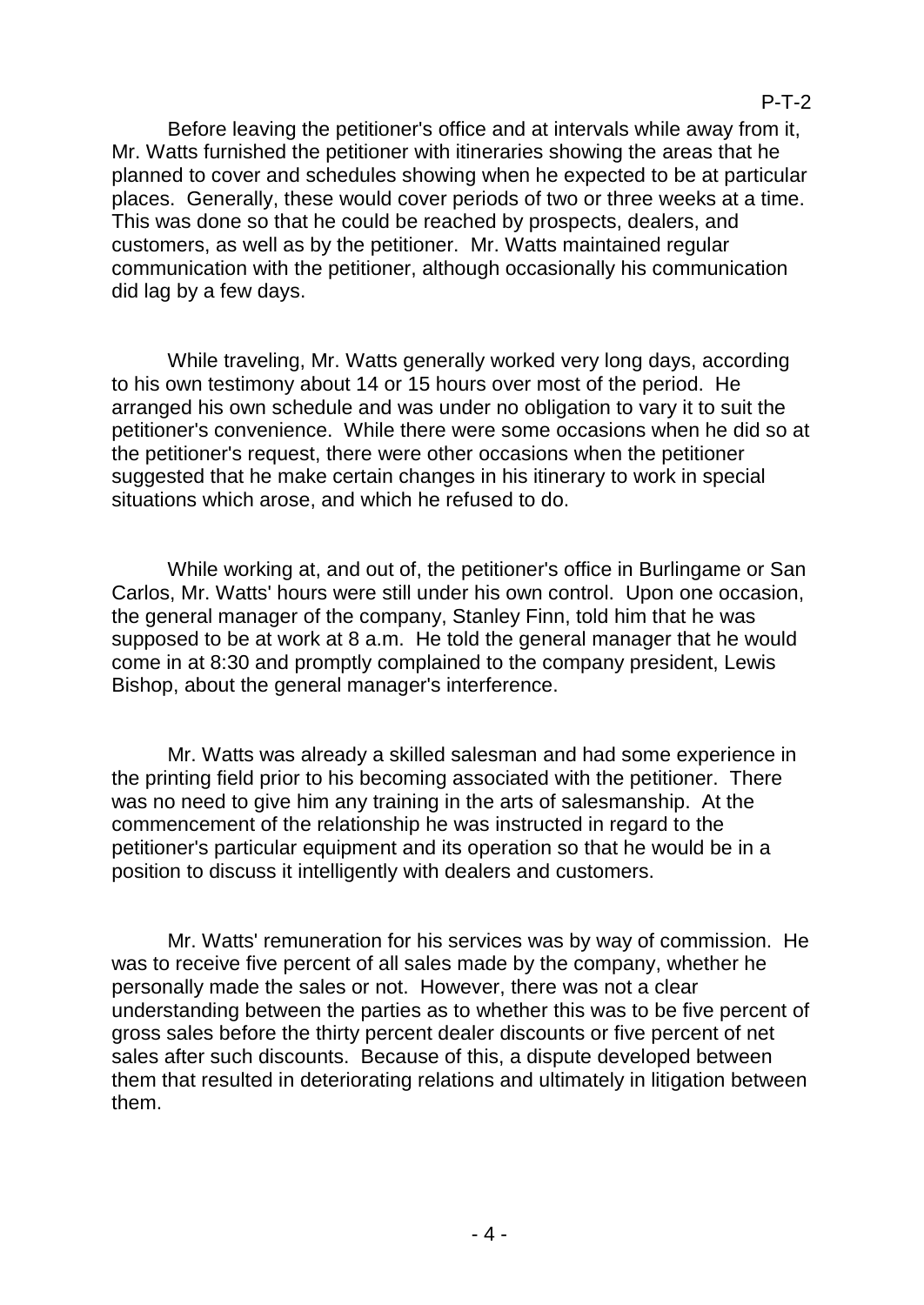Before leaving the petitioner's office and at intervals while away from it, Mr. Watts furnished the petitioner with itineraries showing the areas that he planned to cover and schedules showing when he expected to be at particular places. Generally, these would cover periods of two or three weeks at a time. This was done so that he could be reached by prospects, dealers, and customers, as well as by the petitioner. Mr. Watts maintained regular communication with the petitioner, although occasionally his communication did lag by a few days.

While traveling, Mr. Watts generally worked very long days, according to his own testimony about 14 or 15 hours over most of the period. He arranged his own schedule and was under no obligation to vary it to suit the petitioner's convenience. While there were some occasions when he did so at the petitioner's request, there were other occasions when the petitioner suggested that he make certain changes in his itinerary to work in special situations which arose, and which he refused to do.

While working at, and out of, the petitioner's office in Burlingame or San Carlos, Mr. Watts' hours were still under his own control. Upon one occasion, the general manager of the company, Stanley Finn, told him that he was supposed to be at work at 8 a.m. He told the general manager that he would come in at 8:30 and promptly complained to the company president, Lewis Bishop, about the general manager's interference.

Mr. Watts was already a skilled salesman and had some experience in the printing field prior to his becoming associated with the petitioner. There was no need to give him any training in the arts of salesmanship. At the commencement of the relationship he was instructed in regard to the petitioner's particular equipment and its operation so that he would be in a position to discuss it intelligently with dealers and customers.

Mr. Watts' remuneration for his services was by way of commission. He was to receive five percent of all sales made by the company, whether he personally made the sales or not. However, there was not a clear understanding between the parties as to whether this was to be five percent of gross sales before the thirty percent dealer discounts or five percent of net sales after such discounts. Because of this, a dispute developed between them that resulted in deteriorating relations and ultimately in litigation between them.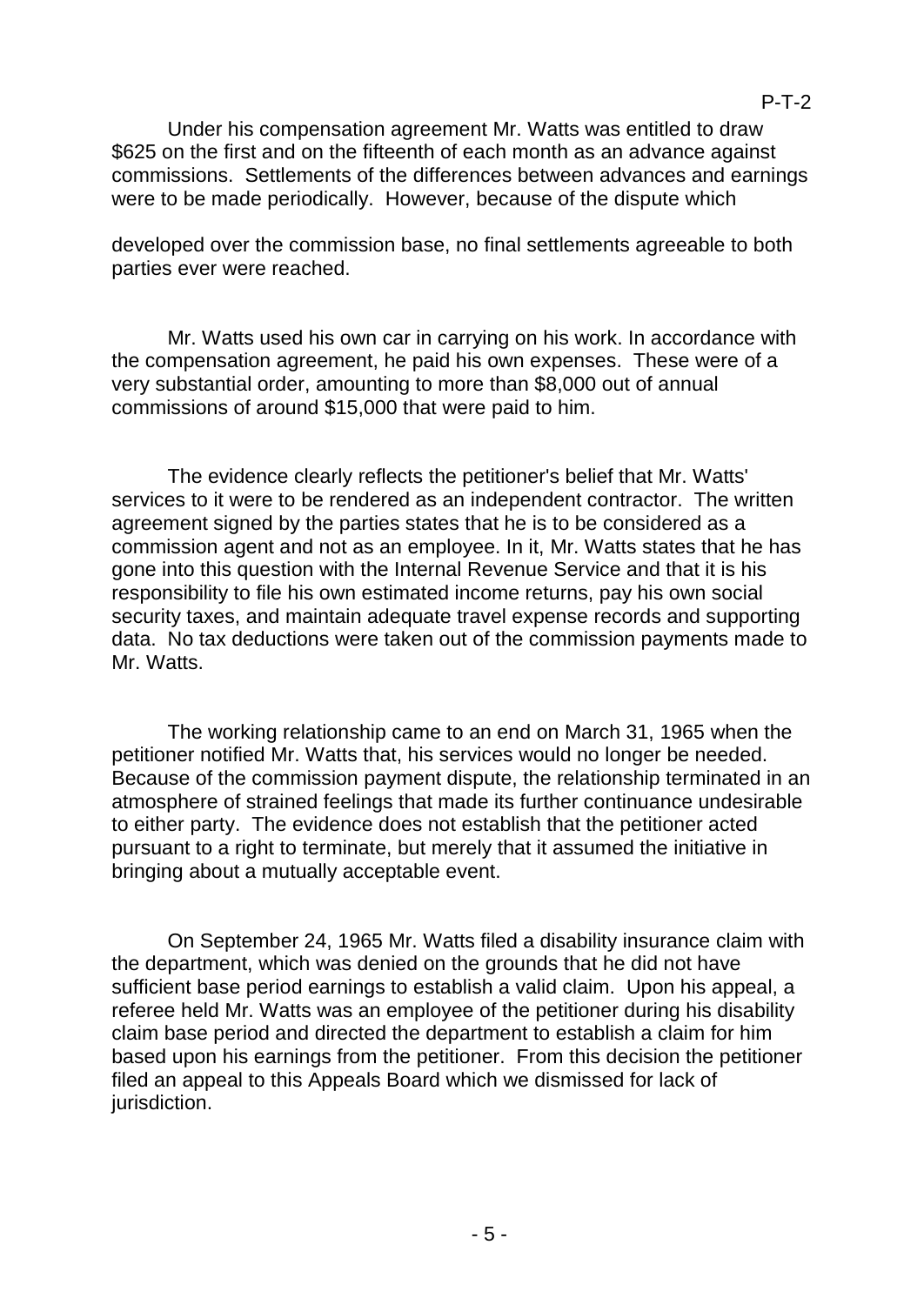Under his compensation agreement Mr. Watts was entitled to draw $625 on the first and on the fifteenth of each month as an advance against commissions. Settlements of the differences between advances and earnings were to be made periodically. However, because of the dispute which developed over the commission base, no final settlements agreeable to both parties ever were reached.

Mr. Watts used his own car in carrying on his work. In accordance with the compensation agreement, he paid his own expenses. These were of a very substantial order, amounting to more than $8,000 out of annual commissions of around $15,000 that were paid to him.

The evidence clearly reflects the petitioner's belief that Mr. Watts' services to it were to be rendered as an independent contractor. The written agreement signed by the parties states that he is to be considered as a commission agent and not as an employee. In it, Mr. Watts states that he has gone into this question with the Internal Revenue Service and that it is his responsibility to file his own estimated income returns, pay his own social security taxes, and maintain adequate travel expense records and supporting data. No tax deductions were taken out of the commission payments made to Mr. Watts.

The working relationship came to an end on March 31, 1965 when the petitioner notified Mr. Watts that, his services would no longer be needed. Because of the commission payment dispute, the relationship terminated in an atmosphere of strained feelings that made its further continuance undesirable to either party. The evidence does not establish that the petitioner acted pursuant to a right to terminate, but merely that it assumed the initiative in bringing about a mutually acceptable event.

On September 24, 1965 Mr. Watts filed a disability insurance claim with the department, which was denied on the grounds that he did not have sufficient base period earnings to establish a valid claim. Upon his appeal, a referee held Mr. Watts was an employee of the petitioner during his disability claim base period and directed the department to establish a claim for him based upon his earnings from the petitioner. From this decision the petitioner filed an appeal to this Appeals Board which we dismissed for lack of jurisdiction.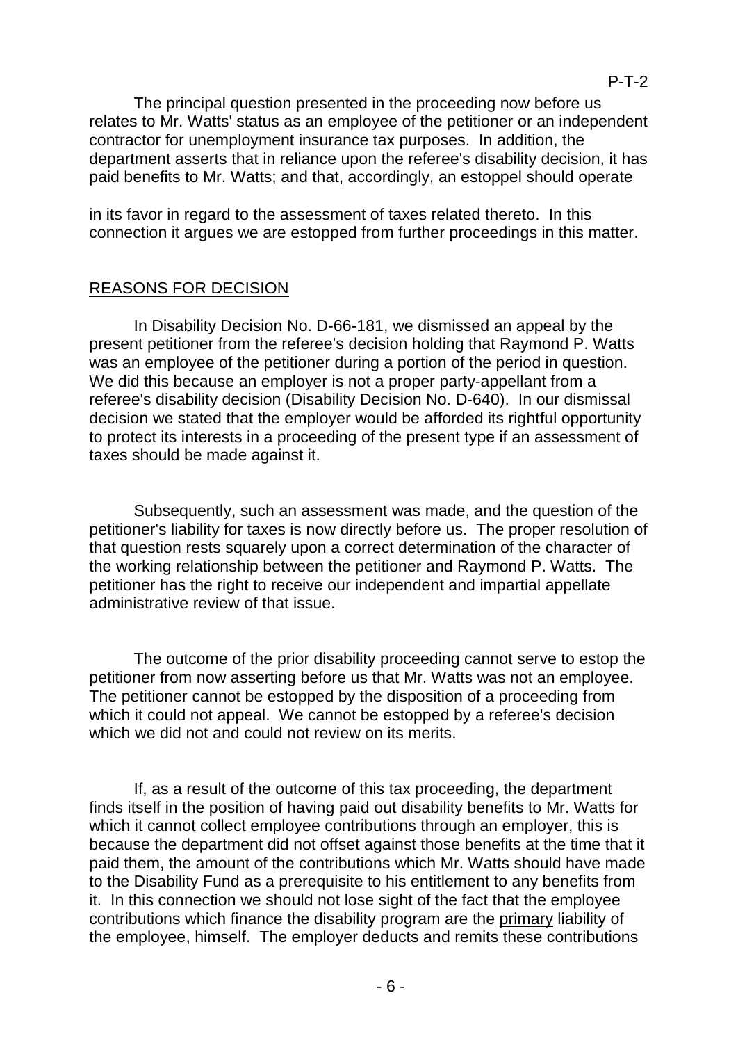The principal question presented in the proceeding now before us relates to Mr. Watts' status as an employee of the petitioner or an independent contractor for unemployment insurance tax purposes. In addition, the department asserts that in reliance upon the referee's disability decision, it has paid benefits to Mr. Watts; and that, accordingly, an estoppel should operate

in its favor in regard to the assessment of taxes related thereto. In this connection it argues we are estopped from further proceedings in this matter.

## REASONS FOR DECISION

In Disability Decision No. D-66-181, we dismissed an appeal by the present petitioner from the referee's decision holding that Raymond P. Watts was an employee of the petitioner during a portion of the period in question. We did this because an employer is not a proper party-appellant from a referee's disability decision (Disability Decision No. D-640). In our dismissal decision we stated that the employer would be afforded its rightful opportunity to protect its interests in a proceeding of the present type if an assessment of taxes should be made against it.

Subsequently, such an assessment was made, and the question of the petitioner's liability for taxes is now directly before us. The proper resolution of that question rests squarely upon a correct determination of the character of the working relationship between the petitioner and Raymond P. Watts. The petitioner has the right to receive our independent and impartial appellate administrative review of that issue.

The outcome of the prior disability proceeding cannot serve to estop the petitioner from now asserting before us that Mr. Watts was not an employee. The petitioner cannot be estopped by the disposition of a proceeding from which it could not appeal. We cannot be estopped by a referee's decision which we did not and could not review on its merits.

If, as a result of the outcome of this tax proceeding, the department finds itself in the position of having paid out disability benefits to Mr. Watts for which it cannot collect employee contributions through an employer, this is because the department did not offset against those benefits at the time that it paid them, the amount of the contributions which Mr. Watts should have made to the Disability Fund as a prerequisite to his entitlement to any benefits from it. In this connection we should not lose sight of the fact that the employee contributions which finance the disability program are the <u>primary</u> liability of the employee, himself. The employer deducts and remits these contributions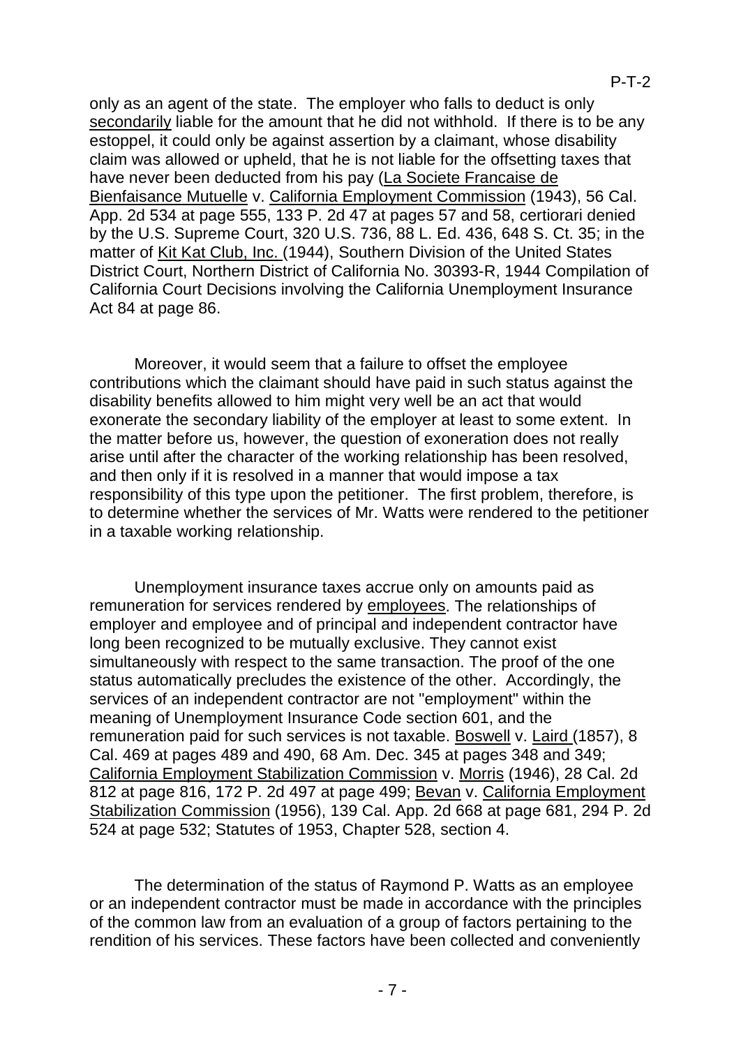only as an agent of the state. The employer who fails to deduct is only secondarily liable for the amount that he did not withhold. If there is to be any estoppel, it could only be against assertion by a claimant, whose disability claim was allowed or upheld, that he is not liable for the offsetting taxes that have never been deducted from his pay (La Societe Francaise de Bienfaisance Mutuelle v. California Employment Commission (1943), 56 Cal. App. 2d 534 at page 555, 133 P. 2d 47 at pages 57 and 58, certiorari denied by the U.S. Supreme Court, 320 U.S. 736, 88 L. Ed. 436, 648 S. Ct. 35; in the matter of Kit Kat Club, Inc. (1944), Southern Division of the United States District Court, Northern District of California No. 30393-R, 1944 Compilation of California Court Decisions involving the California Unemployment Insurance Act 84 at page 86.

Moreover, it would seem that a failure to offset the employee contributions which the claimant should have paid in such status against the disability benefits allowed to him might very well be an act that would exonerate the secondary liability of the employer at least to some extent. In the matter before us, however, the question of exoneration does not really arise until after the character of the working relationship has been resolved, and then only if it is resolved in a manner that would impose a tax responsibility of this type upon the petitioner. The first problem, therefore, is to determine whether the services of Mr. Watts were rendered to the petitioner in a taxable working relationship.

Unemployment insurance taxes accrue only on amounts paid as remuneration for services rendered by employees. The relationships of employer and employee and of principal and independent contractor have long been recognized to be mutually exclusive. They cannot exist simultaneously with respect to the same transaction. The proof of the one status automatically precludes the existence of the other. Accordingly, the services of an independent contractor are not "employment" within the meaning of Unemployment Insurance Code section 601, and the remuneration paid for such services is not taxable. Boswell v. Laird (1857), 8 Cal. 469 at pages 489 and 490, 68 Am. Dec. 345 at pages 348 and 349; California Employment Stabilization Commission v. Morris (1946), 28 Cal. 2d 812 at page 816, 172 P. 2d 497 at page 499; Bevan v. California Employment Stabilization Commission (1956), 139 Cal. App. 2d 668 at page 681, 294 P. 2d 524 at page 532; Statutes of 1953, Chapter 528, section 4.

The determination of the status of Raymond P. Watts as an employee or an independent contractor must be made in accordance with the principles of the common law from an evaluation of a group of factors pertaining to the rendition of his services. These factors have been collected and conveniently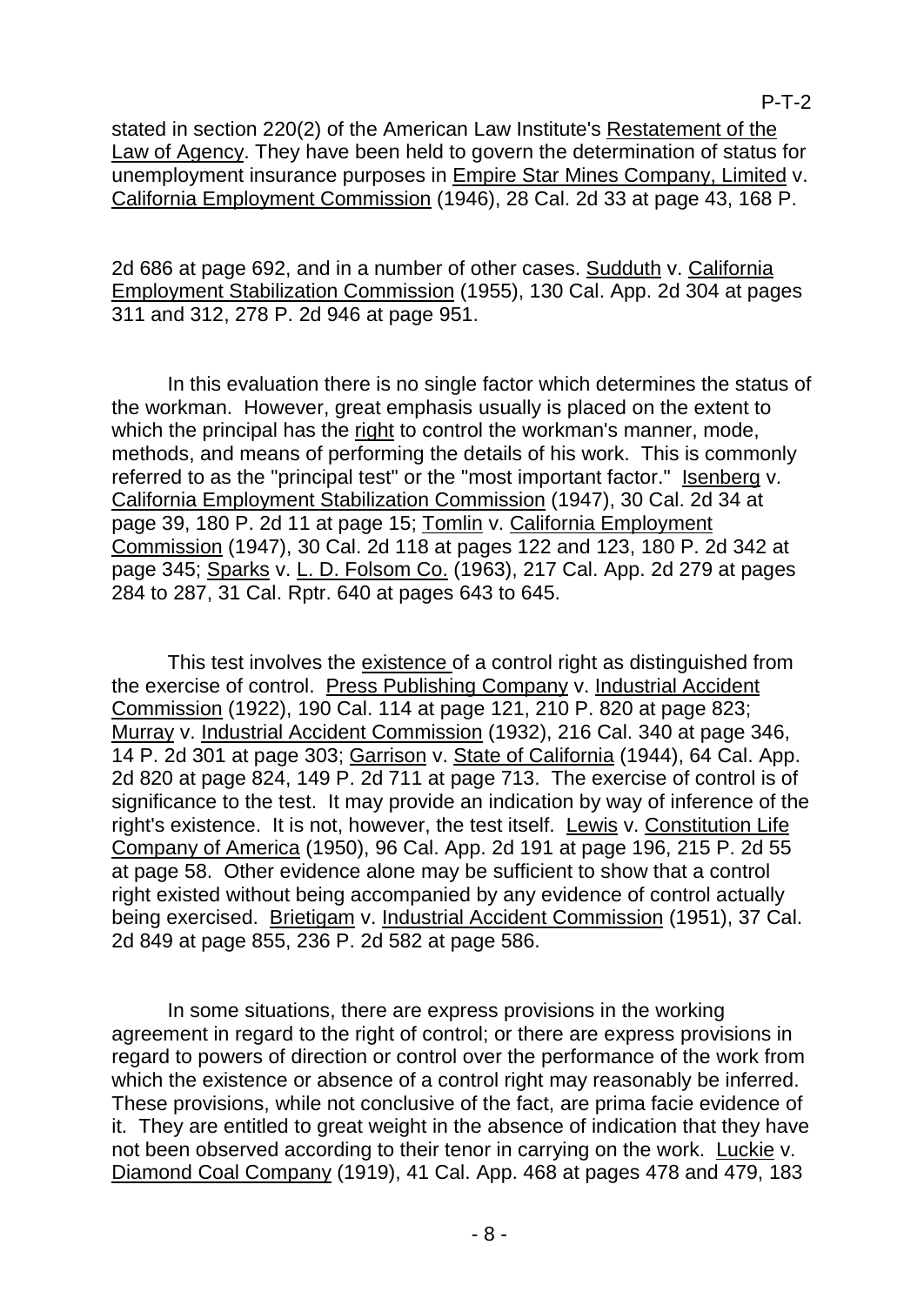stated in section 220(2) of the American Law Institute's <u>Restatement of the Law of Agency</u>. They have been held to govern the determination of status for unemployment insurance purposes in <u>Empire Star Mines Company, Limited</u> v. <u>California Employment Commission</u> (1946), 28 Cal. 2d 33 at page 43, 168 P. 2d 686 at page 692, and in a number of other cases. <u>Sudduth</u> v. <u>California Employment Stabilization Commission</u> (1955), 130 Cal. App. 2d 304 at pages 311 and 312, 278 P. 2d 946 at page 951.

In this evaluation there is no single factor which determines the status of the workman. However, great emphasis usually is placed on the extent to which the principal has the <u>right</u> to control the workman's manner, mode, methods, and means of performing the details of his work. This is commonly referred to as the "principal test" or the "most important factor." <u>Isenberg</u> v. <u>California Employment Stabilization Commission</u> (1947), 30 Cal. 2d 34 at page 39, 180 P. 2d 11 at page 15; <u>Tomlin</u> v. <u>California Employment Commission</u> (1947), 30 Cal. 2d 118 at pages 122 and 123, 180 P. 2d 342 at page 345; <u>Sparks</u> v. <u>L. D. Folsom Co.</u> (1963), 217 Cal. App. 2d 279 at pages 284 to 287, 31 Cal. Rptr. 640 at pages 643 to 645.

This test involves the <u>existence</u> of a control right as distinguished from the exercise of control. <u>Press Publishing Company</u> v. <u>Industrial Accident Commission</u> (1922), 190 Cal. 114 at page 121, 210 P. 820 at page 823; <u>Murray</u> v. <u>Industrial Accident Commission</u> (1932), 216 Cal. 340 at page 346, 14 P. 2d 301 at page 303; <u>Garrison</u> v. <u>State of California</u> (1944), 64 Cal. App. 2d 820 at page 824, 149 P. 2d 711 at page 713. The exercise of control is of significance to the test. It may provide an indication by way of inference of the right's existence. It is not, however, the test itself. <u>Lewis</u> v. <u>Constitution Life Company of America</u> (1950), 96 Cal. App. 2d 191 at page 196, 215 P. 2d 55 at page 58. Other evidence alone may be sufficient to show that a control right existed without being accompanied by any evidence of control actually being exercised. <u>Brietigam</u> v. <u>Industrial Accident Commission</u> (1951), 37 Cal. 2d 849 at page 855, 236 P. 2d 582 at page 586.

In some situations, there are express provisions in the working agreement in regard to the right of control; or there are express provisions in regard to powers of direction or control over the performance of the work from which the existence or absence of a control right may reasonably be inferred. These provisions, while not conclusive of the fact, are prima facie evidence of it. They are entitled to great weight in the absence of indication that they have not been observed according to their tenor in carrying on the work. <u>Luckie</u> v. <u>Diamond Coal Company</u> (1919), 41 Cal. App. 468 at pages 478 and 479, 183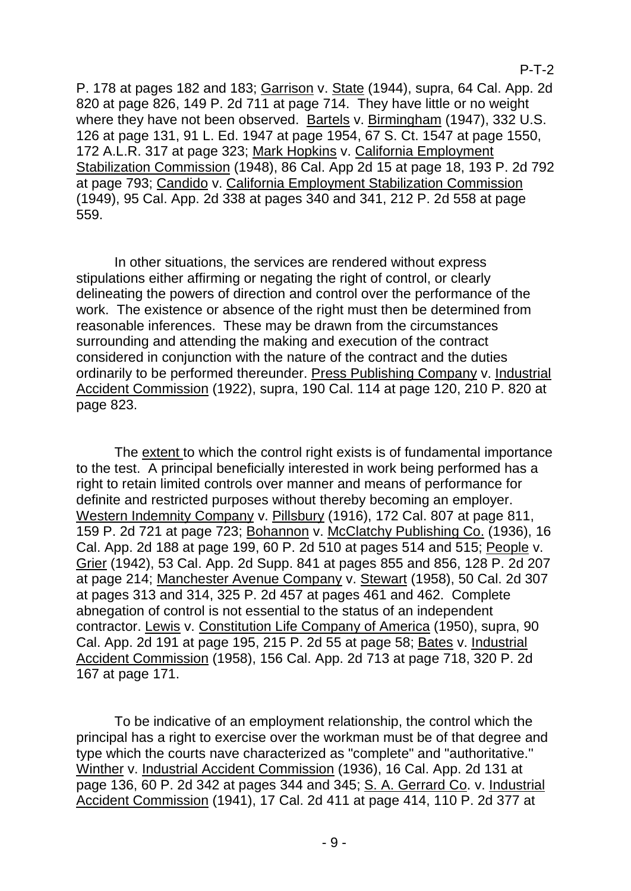P. 178 at pages 182 and 183; <u>Garrison</u> v. <u>State</u> (1944), supra, 64 Cal. App. 2d 820 at page 826, 149 P. 2d 711 at page 714. They have little or no weight where they have not been observed. <u>Bartels</u> v. <u>Birmingham</u> (1947), 332 U.S. 126 at page 131, 91 L. Ed. 1947 at page 1954, 67 S. Ct. 1547 at page 1550, 172 A.L.R. 317 at page 323; <u>Mark Hopkins</u> v. <u>California Employment Stabilization Commission</u> (1948), 86 Cal. App 2d 15 at page 18, 193 P. 2d 792 at page 793; <u>Candido</u> v. <u>California Employment Stabilization Commission</u> (1949), 95 Cal. App. 2d 338 at pages 340 and 341, 212 P. 2d 558 at page 559.

In other situations, the services are rendered without express stipulations either affirming or negating the right of control, or clearly delineating the powers of direction and control over the performance of the work. The existence or absence of the right must then be determined from reasonable inferences. These may be drawn from the circumstances surrounding and attending the making and execution of the contract considered in conjunction with the nature of the contract and the duties ordinarily to be performed thereunder. <u>Press Publishing Company</u> v. <u>Industrial Accident Commission</u> (1922), supra, 190 Cal. 114 at page 120, 210 P. 820 at page 823.

The <u>extent</u> to which the control right exists is of fundamental importance to the test. A principal beneficially interested in work being performed has a right to retain limited controls over manner and means of performance for definite and restricted purposes without thereby becoming an employer. <u>Western Indemnity Company</u> v. <u>Pillsbury</u> (1916), 172 Cal. 807 at page 811, 159 P. 2d 721 at page 723; <u>Bohannon</u> v. <u>McClatchy Publishing Co.</u> (1936), 16 Cal. App. 2d 188 at page 199, 60 P. 2d 510 at pages 514 and 515; <u>People</u> v. <u>Grier</u> (1942), 53 Cal. App. 2d Supp. 841 at pages 855 and 856, 128 P. 2d 207 at page 214; <u>Manchester Avenue Company</u> v. <u>Stewart</u> (1958), 50 Cal. 2d 307 at pages 313 and 314, 325 P. 2d 457 at pages 461 and 462. Complete abnegation of control is not essential to the status of an independent contractor. <u>Lewis</u> v. <u>Constitution Life Company of America</u> (1950), supra, 90 Cal. App. 2d 191 at page 195, 215 P. 2d 55 at page 58; <u>Bates</u> v. <u>Industrial Accident Commission</u> (1958), 156 Cal. App. 2d 713 at page 718, 320 P. 2d 167 at page 171.

To be indicative of an employment relationship, the control which the principal has a right to exercise over the workman must be of that degree and type which the courts nave characterized as "complete" and "authoritative." <u>Winther</u> v. <u>Industrial Accident Commission</u> (1936), 16 Cal. App. 2d 131 at page 136, 60 P. 2d 342 at pages 344 and 345; <u>S. A. Gerrard Co</u>. v. <u>Industrial Accident Commission</u> (1941), 17 Cal. 2d 411 at page 414, 110 P. 2d 377 at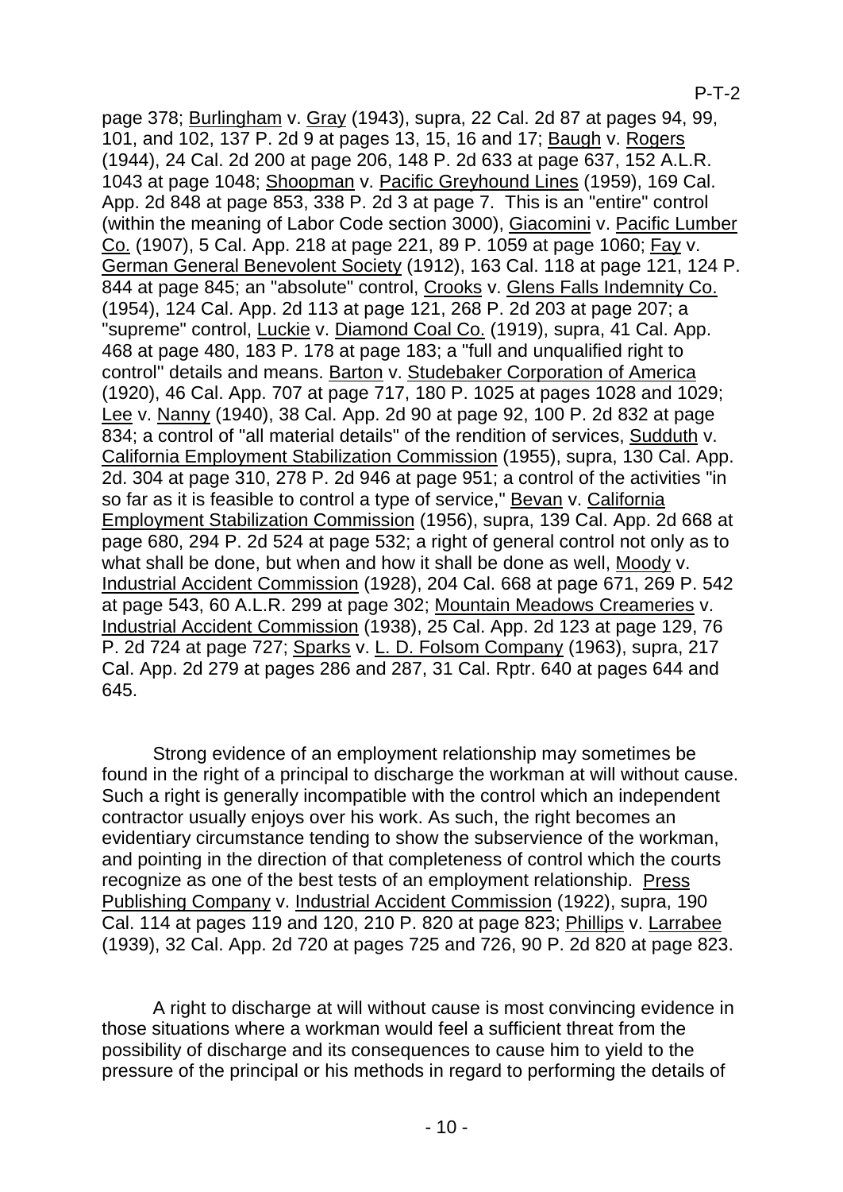page 378; Burlingham v. Gray (1943), supra, 22 Cal. 2d 87 at pages 94, 99, 101, and 102, 137 P. 2d 9 at pages 13, 15, 16 and 17; Baugh v. Rogers (1944), 24 Cal. 2d 200 at page 206, 148 P. 2d 633 at page 637, 152 A.L.R. 1043 at page 1048; Shoopman v. Pacific Greyhound Lines (1959), 169 Cal. App. 2d 848 at page 853, 338 P. 2d 3 at page 7. This is an "entire" control (within the meaning of Labor Code section 3000), Giacomini v. Pacific Lumber Co. (1907), 5 Cal. App. 218 at page 221, 89 P. 1059 at page 1060; Fay v. German General Benevolent Society (1912), 163 Cal. 118 at page 121, 124 P. 844 at page 845; an "absolute" control, Crooks v. Glens Falls Indemnity Co. (1954), 124 Cal. App. 2d 113 at page 121, 268 P. 2d 203 at page 207; a "supreme" control, Luckie v. Diamond Coal Co. (1919), supra, 41 Cal. App. 468 at page 480, 183 P. 178 at page 183; a "full and unqualified right to control" details and means. Barton v. Studebaker Corporation of America (1920), 46 Cal. App. 707 at page 717, 180 P. 1025 at pages 1028 and 1029; Lee v. Nanny (1940), 38 Cal. App. 2d 90 at page 92, 100 P. 2d 832 at page 834; a control of "all material details" of the rendition of services, Sudduth v. California Employment Stabilization Commission (1955), supra, 130 Cal. App. 2d. 304 at page 310, 278 P. 2d 946 at page 951; a control of the activities "in so far as it is feasible to control a type of service," Bevan v. California Employment Stabilization Commission (1956), supra, 139 Cal. App. 2d 668 at page 680, 294 P. 2d 524 at page 532; a right of general control not only as to what shall be done, but when and how it shall be done as well, Moody v. Industrial Accident Commission (1928), 204 Cal. 668 at page 671, 269 P. 542 at page 543, 60 A.L.R. 299 at page 302; Mountain Meadows Creameries v. Industrial Accident Commission (1938), 25 Cal. App. 2d 123 at page 129, 76 P. 2d 724 at page 727; Sparks v. L. D. Folsom Company (1963), supra, 217 Cal. App. 2d 279 at pages 286 and 287, 31 Cal. Rptr. 640 at pages 644 and 645.

Strong evidence of an employment relationship may sometimes be found in the right of a principal to discharge the workman at will without cause. Such a right is generally incompatible with the control which an independent contractor usually enjoys over his work. As such, the right becomes an evidentiary circumstance tending to show the subservience of the workman, and pointing in the direction of that completeness of control which the courts recognize as one of the best tests of an employment relationship. Press Publishing Company v. Industrial Accident Commission (1922), supra, 190 Cal. 114 at pages 119 and 120, 210 P. 820 at page 823; Phillips v. Larrabee (1939), 32 Cal. App. 2d 720 at pages 725 and 726, 90 P. 2d 820 at page 823.

A right to discharge at will without cause is most convincing evidence in those situations where a workman would feel a sufficient threat from the possibility of discharge and its consequences to cause him to yield to the pressure of the principal or his methods in regard to performing the details of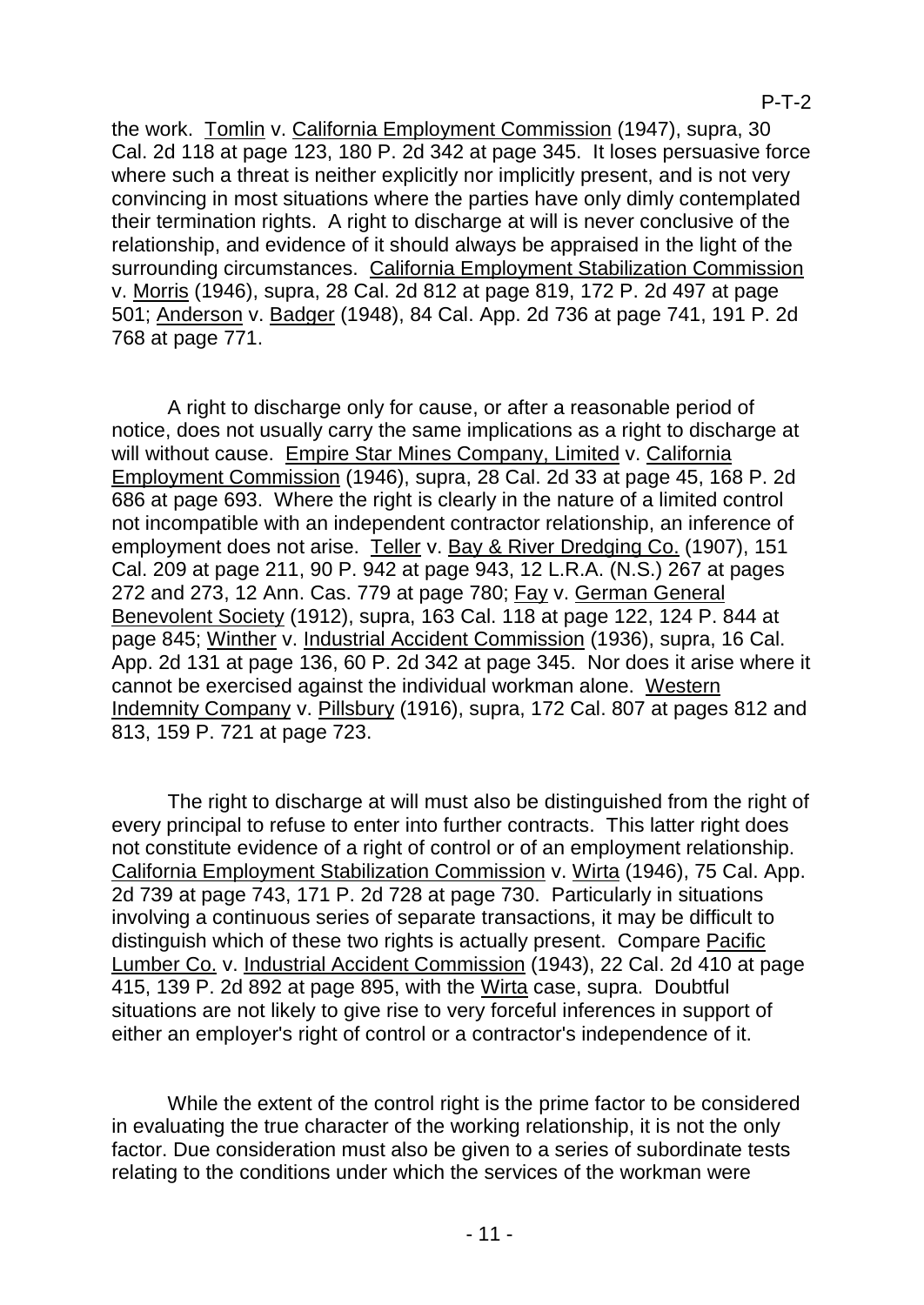the work. Tomlin v. California Employment Commission (1947), supra, 30 Cal. 2d 118 at page 123, 180 P. 2d 342 at page 345. It loses persuasive force where such a threat is neither explicitly nor implicitly present, and is not very convincing in most situations where the parties have only dimly contemplated their termination rights. A right to discharge at will is never conclusive of the relationship, and evidence of it should always be appraised in the light of the surrounding circumstances. California Employment Stabilization Commission v. Morris (1946), supra, 28 Cal. 2d 812 at page 819, 172 P. 2d 497 at page 501; Anderson v. Badger (1948), 84 Cal. App. 2d 736 at page 741, 191 P. 2d 768 at page 771.

A right to discharge only for cause, or after a reasonable period of notice, does not usually carry the same implications as a right to discharge at will without cause. Empire Star Mines Company, Limited v. California Employment Commission (1946), supra, 28 Cal. 2d 33 at page 45, 168 P. 2d 686 at page 693. Where the right is clearly in the nature of a limited control not incompatible with an independent contractor relationship, an inference of employment does not arise. Teller v. Bay & River Dredging Co. (1907), 151 Cal. 209 at page 211, 90 P. 942 at page 943, 12 L.R.A. (N.S.) 267 at pages 272 and 273, 12 Ann. Cas. 779 at page 780; Fay v. German General Benevolent Society (1912), supra, 163 Cal. 118 at page 122, 124 P. 844 at page 845; Winther v. Industrial Accident Commission (1936), supra, 16 Cal. App. 2d 131 at page 136, 60 P. 2d 342 at page 345. Nor does it arise where it cannot be exercised against the individual workman alone. Western Indemnity Company v. Pillsbury (1916), supra, 172 Cal. 807 at pages 812 and 813, 159 P. 721 at page 723.

The right to discharge at will must also be distinguished from the right of every principal to refuse to enter into further contracts. This latter right does not constitute evidence of a right of control or of an employment relationship. California Employment Stabilization Commission v. Wirta (1946), 75 Cal. App. 2d 739 at page 743, 171 P. 2d 728 at page 730. Particularly in situations involving a continuous series of separate transactions, it may be difficult to distinguish which of these two rights is actually present. Compare Pacific Lumber Co. v. Industrial Accident Commission (1943), 22 Cal. 2d 410 at page 415, 139 P. 2d 892 at page 895, with the Wirta case, supra. Doubtful situations are not likely to give rise to very forceful inferences in support of either an employer's right of control or a contractor's independence of it.

While the extent of the control right is the prime factor to be considered in evaluating the true character of the working relationship, it is not the only factor. Due consideration must also be given to a series of subordinate tests relating to the conditions under which the services of the workman were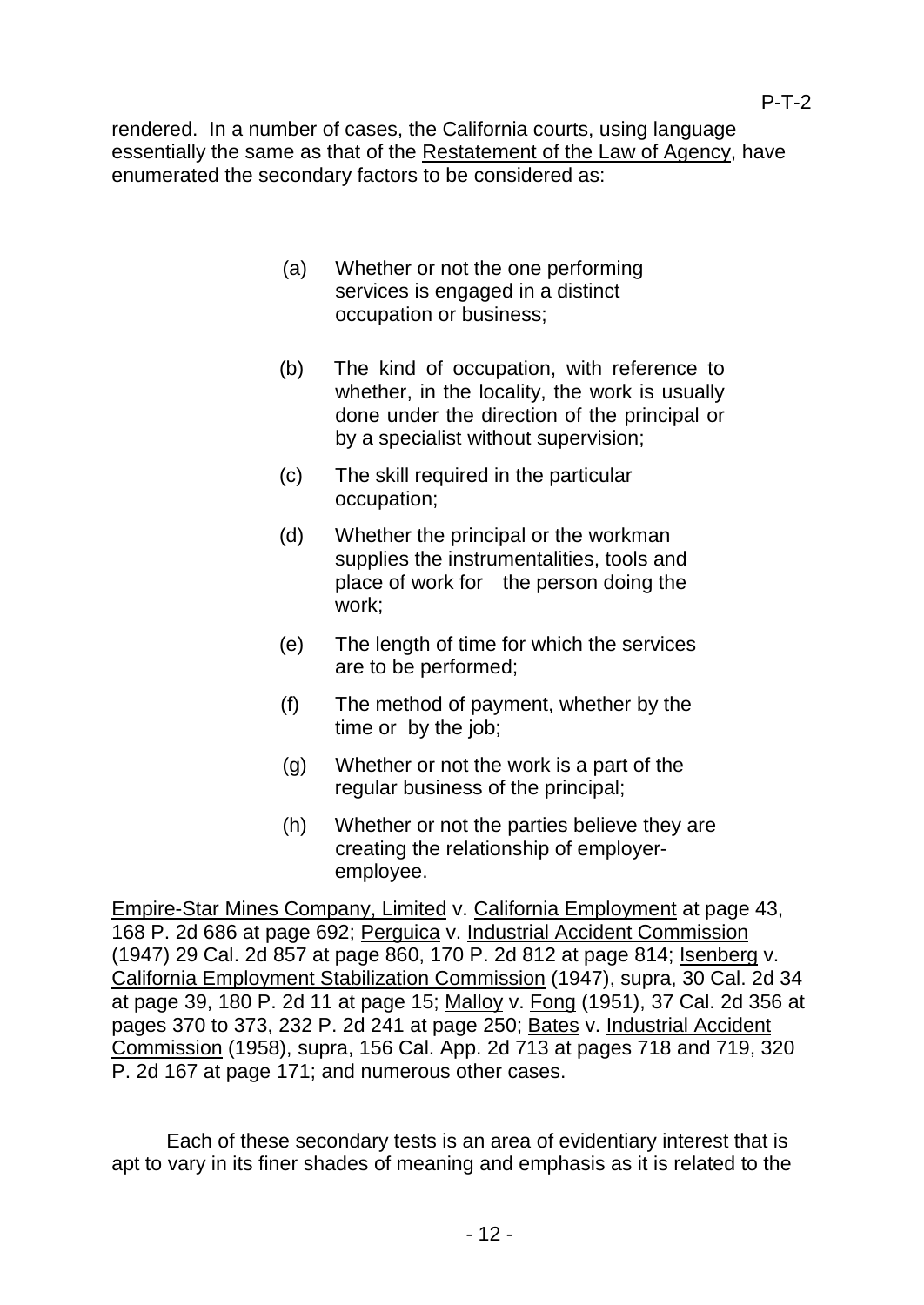rendered. In a number of cases, the California courts, using language essentially the same as that of the Restatement of the Law of Agency, have enumerated the secondary factors to be considered as:

> (a) Whether or not the one performing services is engaged in a distinct occupation or business;
>
> (b) The kind of occupation, with reference to whether, in the locality, the work is usually done under the direction of the principal or by a specialist without supervision;
>
> (c) The skill required in the particular occupation;
>
> (d) Whether the principal or the workman supplies the instrumentalities, tools and place of work for the person doing the work;
>
> (e) The length of time for which the services are to be performed;
>
> (f) The method of payment, whether by the time or by the job;
>
> (g) Whether or not the work is a part of the regular business of the principal;
>
> (h) Whether or not the parties believe they are creating the relationship of employer-employee.

Empire-Star Mines Company, Limited v. California Employment at page 43, 168 P. 2d 686 at page 692; Perguica v. Industrial Accident Commission (1947) 29 Cal. 2d 857 at page 860, 170 P. 2d 812 at page 814; Isenberg v. California Employment Stabilization Commission (1947), supra, 30 Cal. 2d 34 at page 39, 180 P. 2d 11 at page 15; Malloy v. Fong (1951), 37 Cal. 2d 356 at pages 370 to 373, 232 P. 2d 241 at page 250; Bates v. Industrial Accident Commission (1958), supra, 156 Cal. App. 2d 713 at pages 718 and 719, 320 P. 2d 167 at page 171; and numerous other cases.

Each of these secondary tests is an area of evidentiary interest that is apt to vary in its finer shades of meaning and emphasis as it is related to the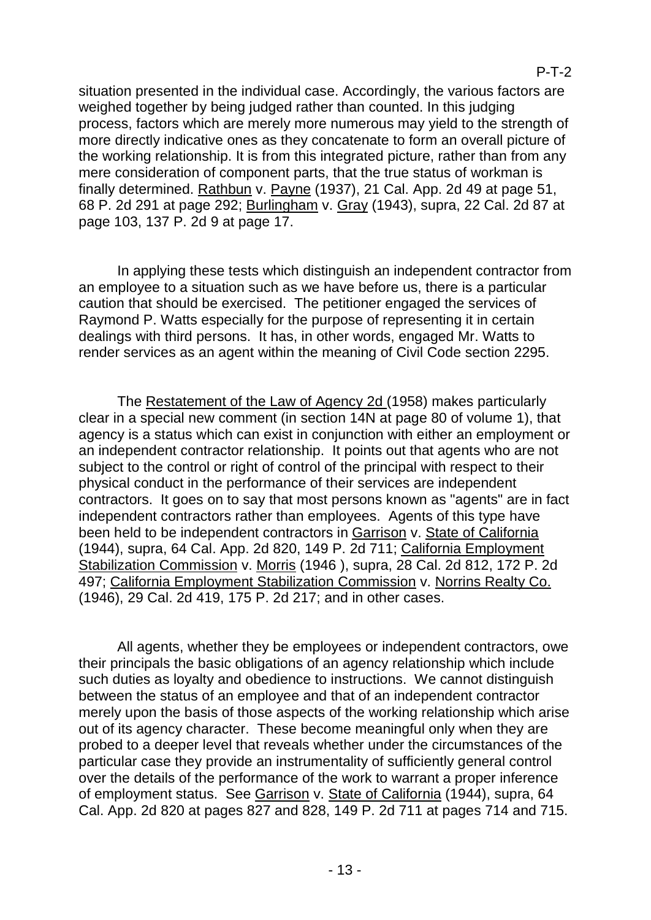situation presented in the individual case. Accordingly, the various factors are weighed together by being judged rather than counted. In this judging process, factors which are merely more numerous may yield to the strength of more directly indicative ones as they concatenate to form an overall picture of the working relationship. It is from this integrated picture, rather than from any mere consideration of component parts, that the true status of workman is finally determined. Rathbun v. Payne (1937), 21 Cal. App. 2d 49 at page 51, 68 P. 2d 291 at page 292; Burlingham v. Gray (1943), supra, 22 Cal. 2d 87 at page 103, 137 P. 2d 9 at page 17.

In applying these tests which distinguish an independent contractor from an employee to a situation such as we have before us, there is a particular caution that should be exercised. The petitioner engaged the services of Raymond P. Watts especially for the purpose of representing it in certain dealings with third persons. It has, in other words, engaged Mr. Watts to render services as an agent within the meaning of Civil Code section 2295.

The Restatement of the Law of Agency 2d (1958) makes particularly clear in a special new comment (in section 14N at page 80 of volume 1), that agency is a status which can exist in conjunction with either an employment or an independent contractor relationship. It points out that agents who are not subject to the control or right of control of the principal with respect to their physical conduct in the performance of their services are independent contractors. It goes on to say that most persons known as "agents" are in fact independent contractors rather than employees. Agents of this type have been held to be independent contractors in Garrison v. State of California (1944), supra, 64 Cal. App. 2d 820, 149 P. 2d 711; California Employment Stabilization Commission v. Morris (1946 ), supra, 28 Cal. 2d 812, 172 P. 2d 497; California Employment Stabilization Commission v. Norrins Realty Co. (1946), 29 Cal. 2d 419, 175 P. 2d 217; and in other cases.

All agents, whether they be employees or independent contractors, owe their principals the basic obligations of an agency relationship which include such duties as loyalty and obedience to instructions. We cannot distinguish between the status of an employee and that of an independent contractor merely upon the basis of those aspects of the working relationship which arise out of its agency character. These become meaningful only when they are probed to a deeper level that reveals whether under the circumstances of the particular case they provide an instrumentality of sufficiently general control over the details of the performance of the work to warrant a proper inference of employment status. See Garrison v. State of California (1944), supra, 64 Cal. App. 2d 820 at pages 827 and 828, 149 P. 2d 711 at pages 714 and 715.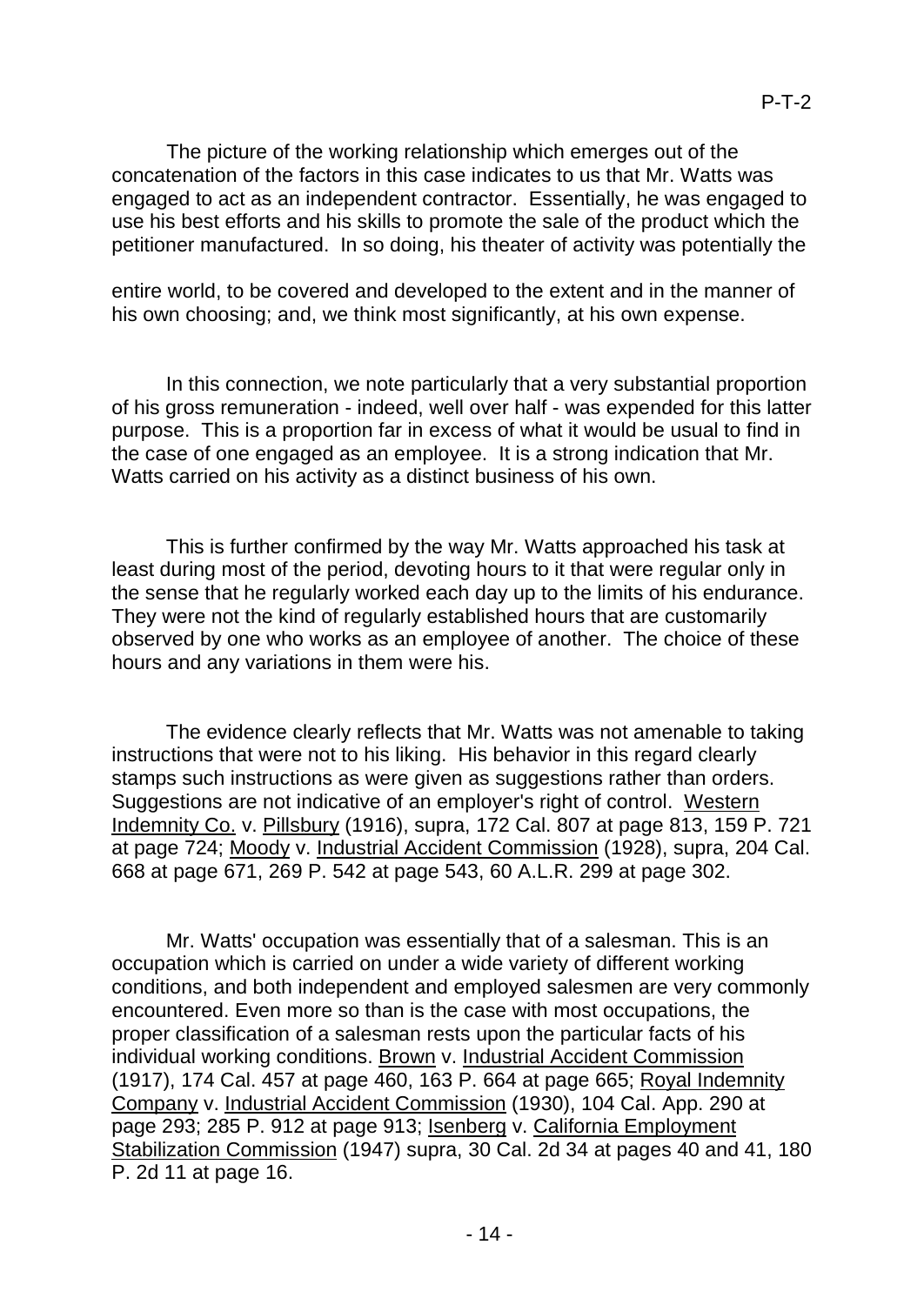The picture of the working relationship which emerges out of the concatenation of the factors in this case indicates to us that Mr. Watts was engaged to act as an independent contractor. Essentially, he was engaged to use his best efforts and his skills to promote the sale of the product which the petitioner manufactured. In so doing, his theater of activity was potentially the entire world, to be covered and developed to the extent and in the manner of his own choosing; and, we think most significantly, at his own expense.

In this connection, we note particularly that a very substantial proportion of his gross remuneration - indeed, well over half - was expended for this latter purpose. This is a proportion far in excess of what it would be usual to find in the case of one engaged as an employee. It is a strong indication that Mr. Watts carried on his activity as a distinct business of his own.

This is further confirmed by the way Mr. Watts approached his task at least during most of the period, devoting hours to it that were regular only in the sense that he regularly worked each day up to the limits of his endurance. They were not the kind of regularly established hours that are customarily observed by one who works as an employee of another. The choice of these hours and any variations in them were his.

The evidence clearly reflects that Mr. Watts was not amenable to taking instructions that were not to his liking. His behavior in this regard clearly stamps such instructions as were given as suggestions rather than orders. Suggestions are not indicative of an employer's right of control. Western Indemnity Co. v. Pillsbury (1916), supra, 172 Cal. 807 at page 813, 159 P. 721 at page 724; Moody v. Industrial Accident Commission (1928), supra, 204 Cal. 668 at page 671, 269 P. 542 at page 543, 60 A.L.R. 299 at page 302.

Mr. Watts' occupation was essentially that of a salesman. This is an occupation which is carried on under a wide variety of different working conditions, and both independent and employed salesmen are very commonly encountered. Even more so than is the case with most occupations, the proper classification of a salesman rests upon the particular facts of his individual working conditions. Brown v. Industrial Accident Commission (1917), 174 Cal. 457 at page 460, 163 P. 664 at page 665; Royal Indemnity Company v. Industrial Accident Commission (1930), 104 Cal. App. 290 at page 293; 285 P. 912 at page 913; Isenberg v. California Employment Stabilization Commission (1947) supra, 30 Cal. 2d 34 at pages 40 and 41, 180 P. 2d 11 at page 16.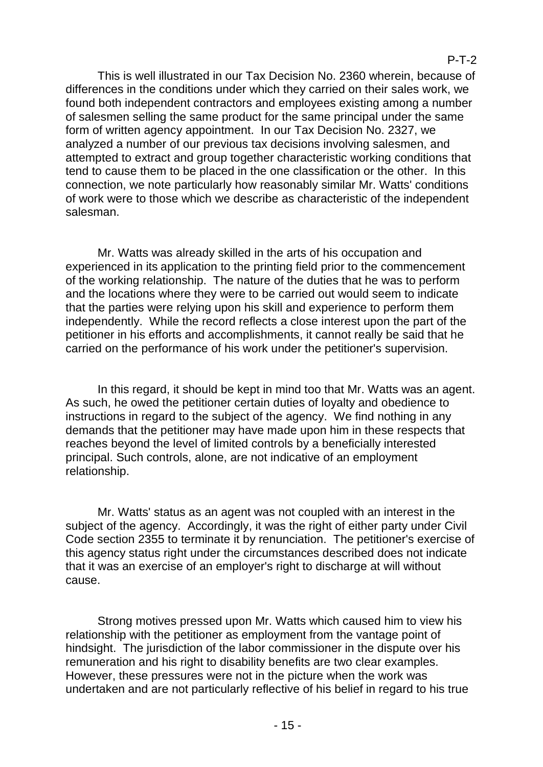This is well illustrated in our Tax Decision No. 2360 wherein, because of differences in the conditions under which they carried on their sales work, we found both independent contractors and employees existing among a number of salesmen selling the same product for the same principal under the same form of written agency appointment. In our Tax Decision No. 2327, we analyzed a number of our previous tax decisions involving salesmen, and attempted to extract and group together characteristic working conditions that tend to cause them to be placed in the one classification or the other. In this connection, we note particularly how reasonably similar Mr. Watts' conditions of work were to those which we describe as characteristic of the independent salesman.

Mr. Watts was already skilled in the arts of his occupation and experienced in its application to the printing field prior to the commencement of the working relationship. The nature of the duties that he was to perform and the locations where they were to be carried out would seem to indicate that the parties were relying upon his skill and experience to perform them independently. While the record reflects a close interest upon the part of the petitioner in his efforts and accomplishments, it cannot really be said that he carried on the performance of his work under the petitioner's supervision.

In this regard, it should be kept in mind too that Mr. Watts was an agent. As such, he owed the petitioner certain duties of loyalty and obedience to instructions in regard to the subject of the agency. We find nothing in any demands that the petitioner may have made upon him in these respects that reaches beyond the level of limited controls by a beneficially interested principal. Such controls, alone, are not indicative of an employment relationship.

Mr. Watts' status as an agent was not coupled with an interest in the subject of the agency. Accordingly, it was the right of either party under Civil Code section 2355 to terminate it by renunciation. The petitioner's exercise of this agency status right under the circumstances described does not indicate that it was an exercise of an employer's right to discharge at will without cause.

Strong motives pressed upon Mr. Watts which caused him to view his relationship with the petitioner as employment from the vantage point of hindsight. The jurisdiction of the labor commissioner in the dispute over his remuneration and his right to disability benefits are two clear examples. However, these pressures were not in the picture when the work was undertaken and are not particularly reflective of his belief in regard to his true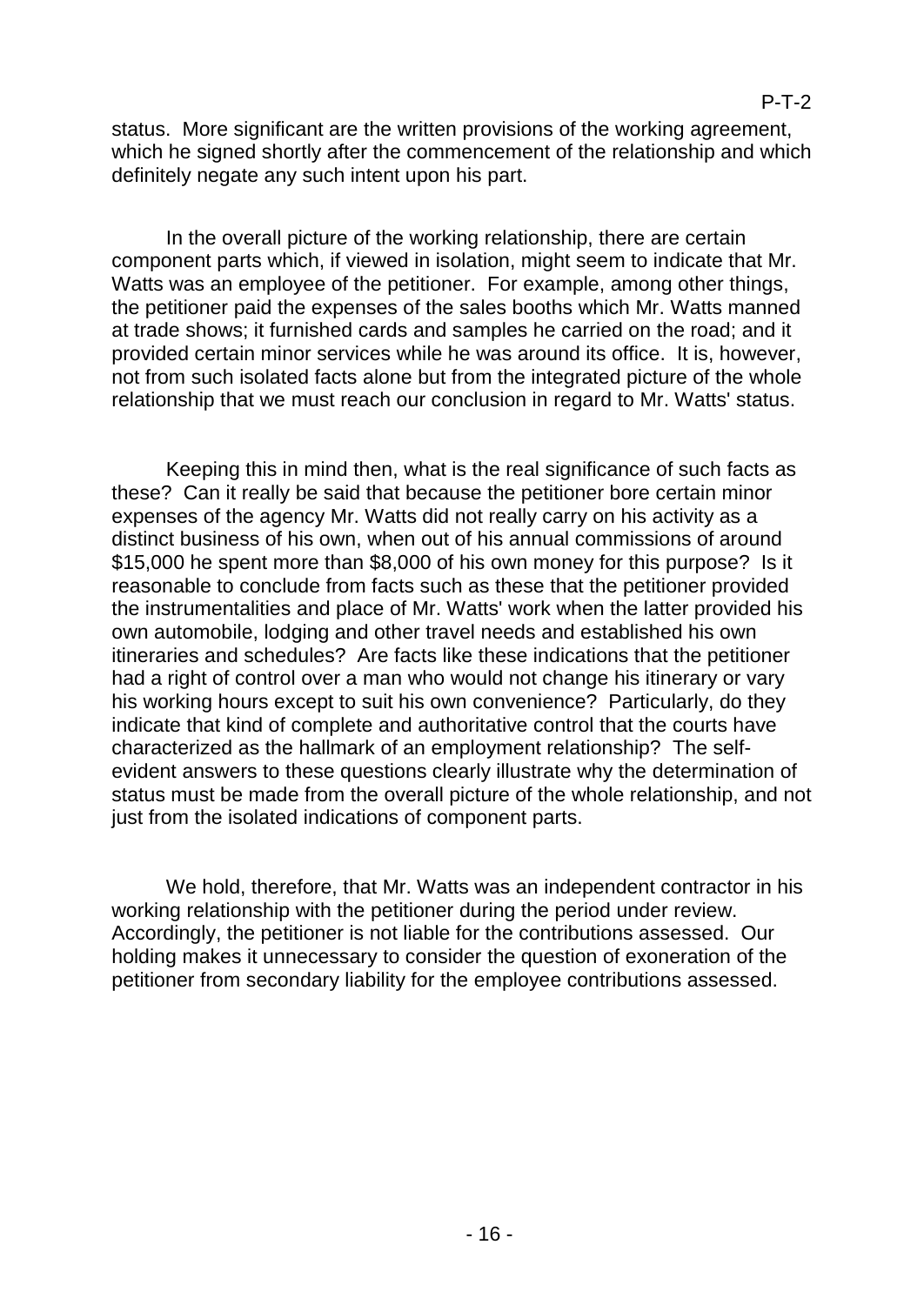status. More significant are the written provisions of the working agreement, which he signed shortly after the commencement of the relationship and which definitely negate any such intent upon his part.

In the overall picture of the working relationship, there are certain component parts which, if viewed in isolation, might seem to indicate that Mr. Watts was an employee of the petitioner. For example, among other things, the petitioner paid the expenses of the sales booths which Mr. Watts manned at trade shows; it furnished cards and samples he carried on the road; and it provided certain minor services while he was around its office. It is, however, not from such isolated facts alone but from the integrated picture of the whole relationship that we must reach our conclusion in regard to Mr. Watts' status.

Keeping this in mind then, what is the real significance of such facts as these? Can it really be said that because the petitioner bore certain minor expenses of the agency Mr. Watts did not really carry on his activity as a distinct business of his own, when out of his annual commissions of around $15,000 he spent more than $8,000 of his own money for this purpose? Is it reasonable to conclude from facts such as these that the petitioner provided the instrumentalities and place of Mr. Watts' work when the latter provided his own automobile, lodging and other travel needs and established his own itineraries and schedules? Are facts like these indications that the petitioner had a right of control over a man who would not change his itinerary or vary his working hours except to suit his own convenience? Particularly, do they indicate that kind of complete and authoritative control that the courts have characterized as the hallmark of an employment relationship? The self-evident answers to these questions clearly illustrate why the determination of status must be made from the overall picture of the whole relationship, and not just from the isolated indications of component parts.

We hold, therefore, that Mr. Watts was an independent contractor in his working relationship with the petitioner during the period under review. Accordingly, the petitioner is not liable for the contributions assessed. Our holding makes it unnecessary to consider the question of exoneration of the petitioner from secondary liability for the employee contributions assessed.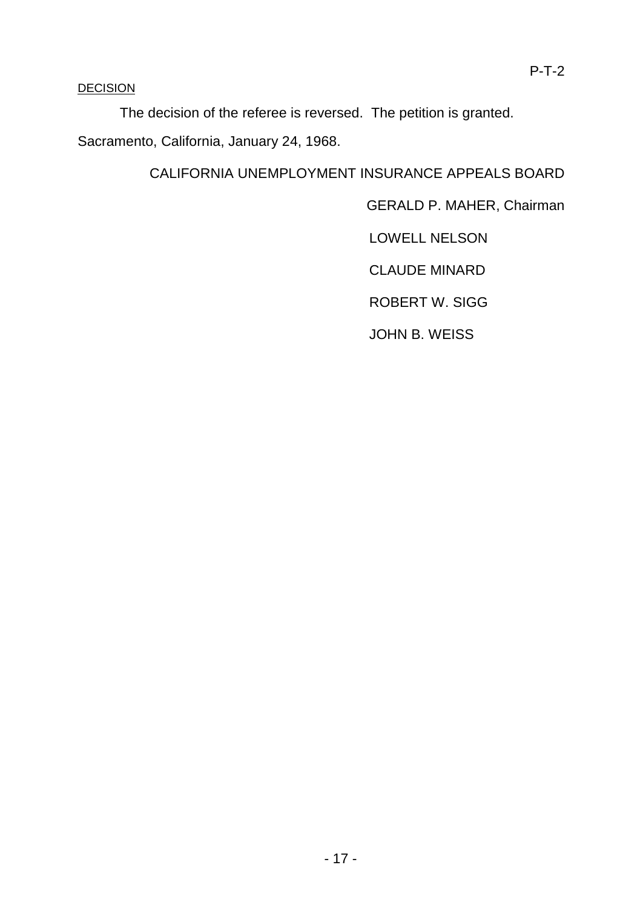DECISION

The decision of the referee is reversed. The petition is granted.

Sacramento, California, January 24, 1968.

CALIFORNIA UNEMPLOYMENT INSURANCE APPEALS BOARD

GERALD P. MAHER, Chairman

LOWELL NELSON

CLAUDE MINARD

ROBERT W. SIGG

JOHN B. WEISS